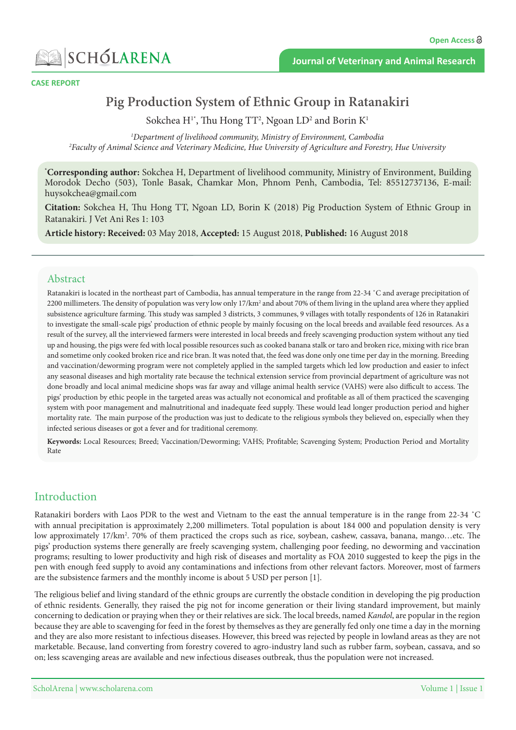CASE REPORT

# Pig Production System of Ethnic Group in Ratanakiri

Sokchea H[1*], Thu Hong TT[2], Ngoan LD[2] and Borin K[1]

[1]*Department of livelihood community, Ministry of Environment, Cambodia*
[2]*Faculty of Animal Science and Veterinary Medicine, Hue University of Agriculture and Forestry, Hue University*

[*]**Corresponding author:** Sokchea H, Department of livelihood community, Ministry of Environment, Building Morodok Decho (503), Tonle Basak, Chamkar Mon, Phnom Penh, Cambodia, Tel: 85512737136, E-mail: huysokchea@gmail.com

**Citation:** Sokchea H, Thu Hong TT, Ngoan LD, Borin K (2018) Pig Production System of Ethnic Group in Ratanakiri. J Vet Ani Res 1: 103

**Article history: Received:** 03 May 2018, **Accepted:** 15 August 2018, **Published:** 16 August 2018

## Abstract

Ratanakiri is located in the northeast part of Cambodia, has annual temperature in the range from 22-34 ˚C and average precipitation of 2200 millimeters. The density of population was very low only 17/km$^2$ and about 70% of them living in the upland area where they applied subsistence agriculture farming. This study was sampled 3 districts, 3 communes, 9 villages with totally respondents of 126 in Ratanakiri to investigate the small-scale pigs' production of ethnic people by mainly focusing on the local breeds and available feed resources. As a result of the survey, all the interviewed farmers were interested in local breeds and freely scavenging production system without any tied up and housing, the pigs were fed with local possible resources such as cooked banana stalk or taro and broken rice, mixing with rice bran and sometime only cooked broken rice and rice bran. It was noted that, the feed was done only one time per day in the morning. Breeding and vaccination/deworming program were not completely applied in the sampled targets which led low production and easier to infect any seasonal diseases and high mortality rate because the technical extension service from provincial department of agriculture was not done broadly and local animal medicine shops was far away and village animal health service (VAHS) were also difficult to access. The pigs' production by ethic people in the targeted areas was actually not economical and profitable as all of them practiced the scavenging system with poor management and malnutritional and inadequate feed supply. These would lead longer production period and higher mortality rate. The main purpose of the production was just to dedicate to the religious symbols they believed on, especially when they infected serious diseases or got a fever and for traditional ceremony.

**Keywords:** Local Resources; Breed; Vaccination/Deworming; VAHS; Profitable; Scavenging System; Production Period and Mortality Rate

## Introduction

Ratanakiri borders with Laos PDR to the west and Vietnam to the east the annual temperature is in the range from 22-34 ˚C with annual precipitation is approximately 2,200 millimeters. Total population is about 184 000 and population density is very low approximately 17/km$^2$. 70% of them practiced the crops such as rice, soybean, cashew, cassava, banana, mango…etc. The pigs' production systems there generally are freely scavenging system, challenging poor feeding, no deworming and vaccination programs; resulting to lower productivity and high risk of diseases and mortality as FOA 2010 suggested to keep the pigs in the pen with enough feed supply to avoid any contaminations and infections from other relevant factors. Moreover, most of farmers are the subsistence farmers and the monthly income is about 5 USD per person [1].

The religious belief and living standard of the ethnic groups are currently the obstacle condition in developing the pig production of ethnic residents. Generally, they raised the pig not for income generation or their living standard improvement, but mainly concerning to dedication or praying when they or their relatives are sick. The local breeds, named *Kandol*, are popular in the region because they are able to scavenging for feed in the forest by themselves as they are generally fed only one time a day in the morning and they are also more resistant to infectious diseases. However, this breed was rejected by people in lowland areas as they are not marketable. Because, land converting from forestry covered to agro-industry land such as rubber farm, soybean, cassava, and so on; less scavenging areas are available and new infectious diseases outbreak, thus the population were not increased.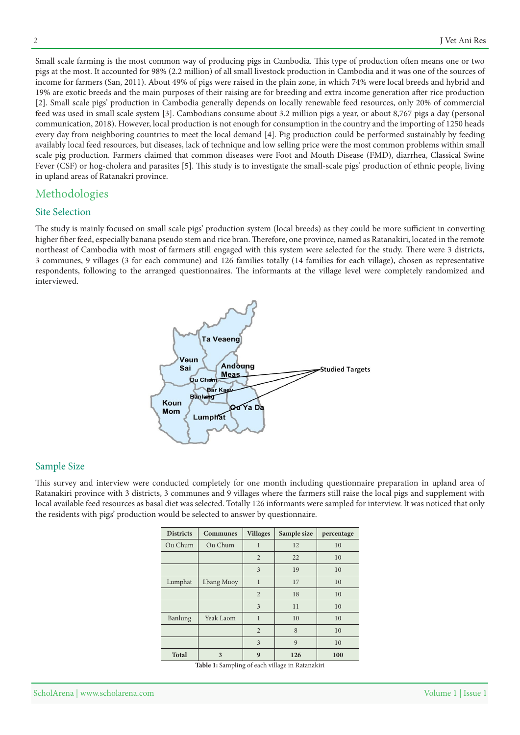Small scale farming is the most common way of producing pigs in Cambodia. This type of production often means one or two pigs at the most. It accounted for 98% (2.2 million) of all small livestock production in Cambodia and it was one of the sources of income for farmers (San, 2011). About 49% of pigs were raised in the plain zone, in which 74% were local breeds and hybrid and 19% are exotic breeds and the main purposes of their raising are for breeding and extra income generation after rice production [2]. Small scale pigs' production in Cambodia generally depends on locally renewable feed resources, only 20% of commercial feed was used in small scale system [3]. Cambodians consume about 3.2 million pigs a year, or about 8,767 pigs a day (personal communication, 2018). However, local production is not enough for consumption in the country and the importing of 1250 heads every day from neighboring countries to meet the local demand [4]. Pig production could be performed sustainably by feeding availably local feed resources, but diseases, lack of technique and low selling price were the most common problems within small scale pig production. Farmers claimed that common diseases were Foot and Mouth Disease (FMD), diarrhea, Classical Swine Fever (CSF) or hog-cholera and parasites [5]. This study is to investigate the small-scale pigs' production of ethnic people, living in upland areas of Ratanakri province.

## Methodologies

### Site Selection

The study is mainly focused on small scale pigs' production system (local breeds) as they could be more sufficient in converting higher fiber feed, especially banana pseudo stem and rice bran. Therefore, one province, named as Ratanakiri, located in the remote northeast of Cambodia with most of farmers still engaged with this system were selected for the study. There were 3 districts, 3 communes, 9 villages (3 for each commune) and 126 families totally (14 families for each village), chosen as representative respondents, following to the arranged questionnaires. The informants at the village level were completely randomized and interviewed.

### Sample Size

This survey and interview were conducted completely for one month including questionnaire preparation in upland area of Ratanakiri province with 3 districts, 3 communes and 9 villages where the farmers still raise the local pigs and supplement with local available feed resources as basal diet was selected. Totally 126 informants were sampled for interview. It was noticed that only the residents with pigs' production would be selected to answer by questionnaire.

| Districts | Communes | Villages | Sample size | percentage |
|---|---|---|---|---|
| Ou Chum | Ou Chum | 1 | 12 | 10 |
| | | 2 | 22 | 10 |
| | | 3 | 19 | 10 |
| Lumphat | Lbang Muoy | 1 | 17 | 10 |
| | | 2 | 18 | 10 |
| | | 3 | 11 | 10 |
| Banlung | Yeak Laom | 1 | 10 | 10 |
| | | 2 | 8 | 10 |
| | | 3 | 9 | 10 |
| **Total** | **3** | **9** | **126** | **100** |

**Table 1:** Sampling of each village in Ratanakiri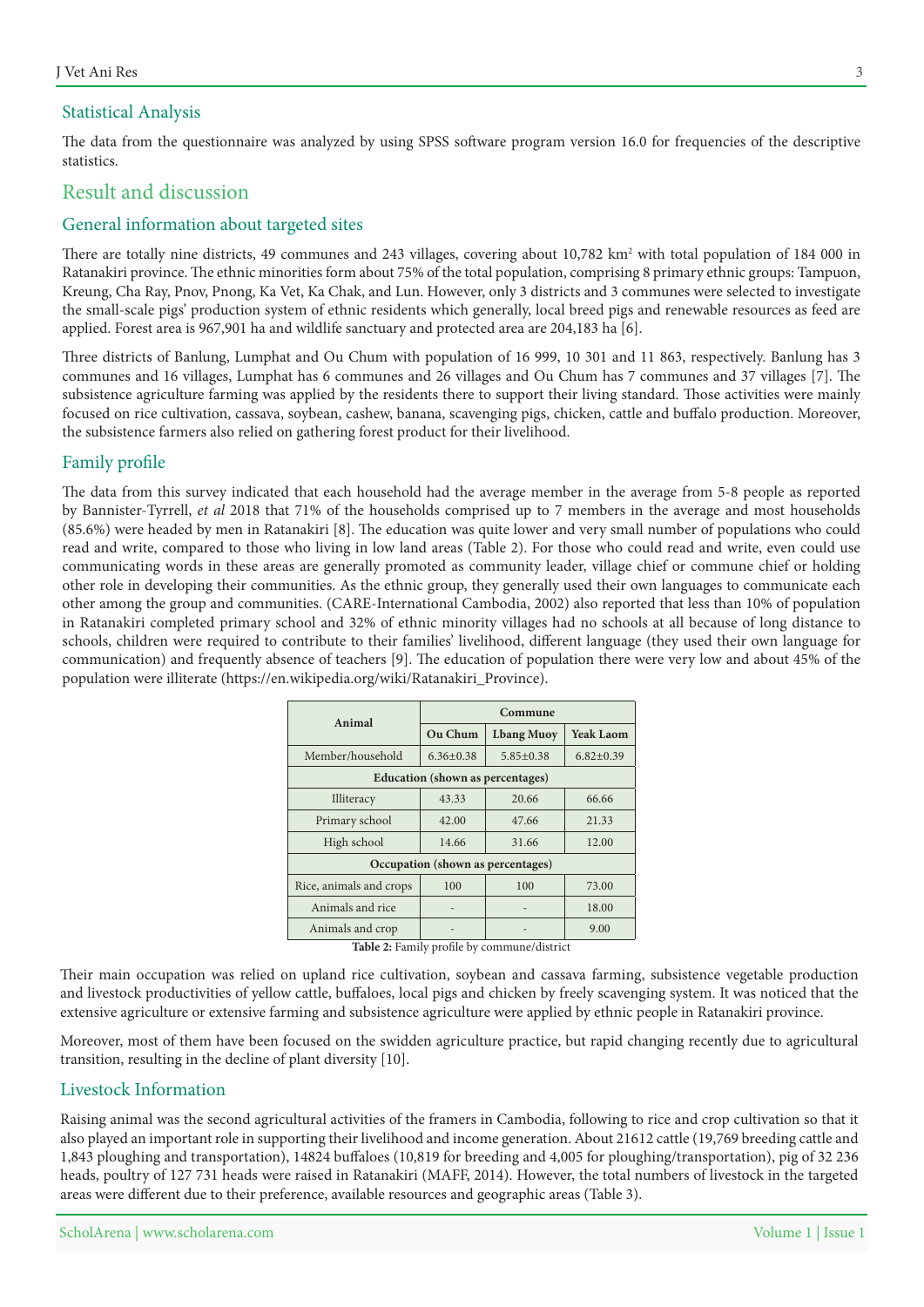## Statistical Analysis

The data from the questionnaire was analyzed by using SPSS software program version 16.0 for frequencies of the descriptive statistics.

# Result and discussion

## General information about targeted sites

There are totally nine districts, 49 communes and 243 villages, covering about 10,782 km$^2$ with total population of 184 000 in Ratanakiri province. The ethnic minorities form about 75% of the total population, comprising 8 primary ethnic groups: Tampuon, Kreung, Cha Ray, Pnov, Pnong, Ka Vet, Ka Chak, and Lun. However, only 3 districts and 3 communes were selected to investigate the small-scale pigs' production system of ethnic residents which generally, local breed pigs and renewable resources as feed are applied. Forest area is 967,901 ha and wildlife sanctuary and protected area are 204,183 ha [6].

Three districts of Banlung, Lumphat and Ou Chum with population of 16 999, 10 301 and 11 863, respectively. Banlung has 3 communes and 16 villages, Lumphat has 6 communes and 26 villages and Ou Chum has 7 communes and 37 villages [7]. The subsistence agriculture farming was applied by the residents there to support their living standard. Those activities were mainly focused on rice cultivation, cassava, soybean, cashew, banana, scavenging pigs, chicken, cattle and buffalo production. Moreover, the subsistence farmers also relied on gathering forest product for their livelihood.

## Family profile

The data from this survey indicated that each household had the average member in the average from 5-8 people as reported by Bannister-Tyrrell, *et al* 2018 that 71% of the households comprised up to 7 members in the average and most households (85.6%) were headed by men in Ratanakiri [8]. The education was quite lower and very small number of populations who could read and write, compared to those who living in low land areas (Table 2). For those who could read and write, even could use communicating words in these areas are generally promoted as community leader, village chief or commune chief or holding other role in developing their communities. As the ethnic group, they generally used their own languages to communicate each other among the group and communities. (CARE-International Cambodia, 2002) also reported that less than 10% of population in Ratanakiri completed primary school and 32% of ethnic minority villages had no schools at all because of long distance to schools, children were required to contribute to their families' livelihood, different language (they used their own language for communication) and frequently absence of teachers [9]. The education of population there were very low and about 45% of the population were illiterate (https://en.wikipedia.org/wiki/Ratanakiri_Province).

| Animal | Commune | | |
|---|---|---|---|
| | Ou Chum | Lbang Muoy | Yeak Laom |
| Member/household | 6.36±0.38 | 5.85±0.38 | 6.82±0.39 |
| **Education (shown as percentages)** | | | |
| Illiteracy | 43.33 | 20.66 | 66.66 |
| Primary school | 42.00 | 47.66 | 21.33 |
| High school | 14.66 | 31.66 | 12.00 |
| **Occupation (shown as percentages)** | | | |
| Rice, animals and crops | 100 | 100 | 73.00 |
| Animals and rice | - | - | 18.00 |
| Animals and crop | - | - | 9.00 |

**Table 2:** Family profile by commune/district

Their main occupation was relied on upland rice cultivation, soybean and cassava farming, subsistence vegetable production and livestock productivities of yellow cattle, buffaloes, local pigs and chicken by freely scavenging system. It was noticed that the extensive agriculture or extensive farming and subsistence agriculture were applied by ethnic people in Ratanakiri province.

Moreover, most of them have been focused on the swidden agriculture practice, but rapid changing recently due to agricultural transition, resulting in the decline of plant diversity [10].

## Livestock Information

Raising animal was the second agricultural activities of the framers in Cambodia, following to rice and crop cultivation so that it also played an important role in supporting their livelihood and income generation. About 21612 cattle (19,769 breeding cattle and 1,843 ploughing and transportation), 14824 buffaloes (10,819 for breeding and 4,005 for ploughing/transportation), pig of 32 236 heads, poultry of 127 731 heads were raised in Ratanakiri (MAFF, 2014). However, the total numbers of livestock in the targeted areas were different due to their preference, available resources and geographic areas (Table 3).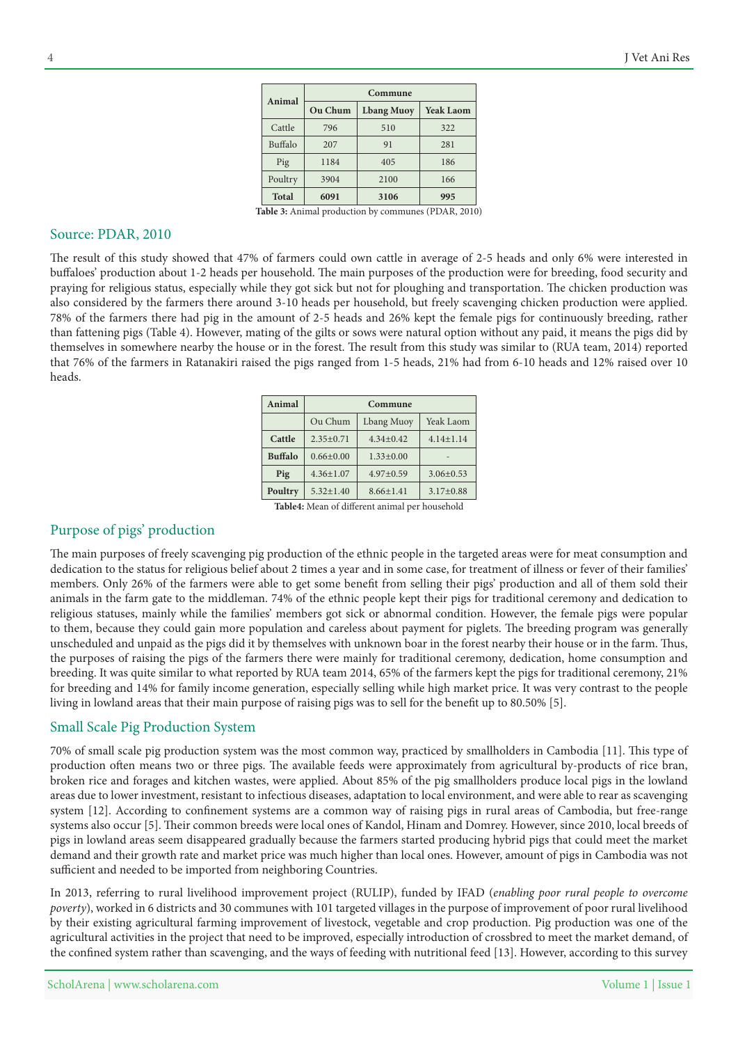| Animal | Commune | | |
|---|---|---|---|
| | Ou Chum | Lbang Muoy | Yeak Laom |
| Cattle | 796 | 510 | 322 |
| Buffalo | 207 | 91 | 281 |
| Pig | 1184 | 405 | 186 |
| Poultry | 3904 | 2100 | 166 |
| **Total** | **6091** | **3106** | **995** |

**Table 3:** Animal production by communes (PDAR, 2010)

## Source: PDAR, 2010

The result of this study showed that 47% of farmers could own cattle in average of 2-5 heads and only 6% were interested in buffaloes' production about 1-2 heads per household. The main purposes of the production were for breeding, food security and praying for religious status, especially while they got sick but not for ploughing and transportation. The chicken production was also considered by the farmers there around 3-10 heads per household, but freely scavenging chicken production were applied. 78% of the farmers there had pig in the amount of 2-5 heads and 26% kept the female pigs for continuously breeding, rather than fattening pigs (Table 4). However, mating of the gilts or sows were natural option without any paid, it means the pigs did by themselves in somewhere nearby the house or in the forest. The result from this study was similar to (RUA team, 2014) reported that 76% of the farmers in Ratanakiri raised the pigs ranged from 1-5 heads, 21% had from 6-10 heads and 12% raised over 10 heads.

| Animal | Commune | | |
|---|---|---|---|
| | Ou Chum | Lbang Muoy | Yeak Laom |
| **Cattle** | 2.35±0.71 | 4.34±0.42 | 4.14±1.14 |
| **Buffalo** | 0.66±0.00 | 1.33±0.00 | - |
| **Pig** | 4.36±1.07 | 4.97±0.59 | 3.06±0.53 |
| **Poultry** | 5.32±1.40 | 8.66±1.41 | 3.17±0.88 |

**Table4:** Mean of different animal per household

## Purpose of pigs' production

The main purposes of freely scavenging pig production of the ethnic people in the targeted areas were for meat consumption and dedication to the status for religious belief about 2 times a year and in some case, for treatment of illness or fever of their families' members. Only 26% of the farmers were able to get some benefit from selling their pigs' production and all of them sold their animals in the farm gate to the middleman. 74% of the ethnic people kept their pigs for traditional ceremony and dedication to religious statuses, mainly while the families' members got sick or abnormal condition. However, the female pigs were popular to them, because they could gain more population and careless about payment for piglets. The breeding program was generally unscheduled and unpaid as the pigs did it by themselves with unknown boar in the forest nearby their house or in the farm. Thus, the purposes of raising the pigs of the farmers there were mainly for traditional ceremony, dedication, home consumption and breeding. It was quite similar to what reported by RUA team 2014, 65% of the farmers kept the pigs for traditional ceremony, 21% for breeding and 14% for family income generation, especially selling while high market price. It was very contrast to the people living in lowland areas that their main purpose of raising pigs was to sell for the benefit up to 80.50% [5].

## Small Scale Pig Production System

70% of small scale pig production system was the most common way, practiced by smallholders in Cambodia [11]. This type of production often means two or three pigs. The available feeds were approximately from agricultural by-products of rice bran, broken rice and forages and kitchen wastes, were applied. About 85% of the pig smallholders produce local pigs in the lowland areas due to lower investment, resistant to infectious diseases, adaptation to local environment, and were able to rear as scavenging system [12]. According to confinement systems are a common way of raising pigs in rural areas of Cambodia, but free-range systems also occur [5]. Their common breeds were local ones of Kandol, Hinam and Domrey. However, since 2010, local breeds of pigs in lowland areas seem disappeared gradually because the farmers started producing hybrid pigs that could meet the market demand and their growth rate and market price was much higher than local ones. However, amount of pigs in Cambodia was not sufficient and needed to be imported from neighboring Countries.

In 2013, referring to rural livelihood improvement project (RULIP), funded by IFAD (*enabling poor rural people to overcome poverty*), worked in 6 districts and 30 communes with 101 targeted villages in the purpose of improvement of poor rural livelihood by their existing agricultural farming improvement of livestock, vegetable and crop production. Pig production was one of the agricultural activities in the project that need to be improved, especially introduction of crossbred to meet the market demand, of the confined system rather than scavenging, and the ways of feeding with nutritional feed [13]. However, according to this survey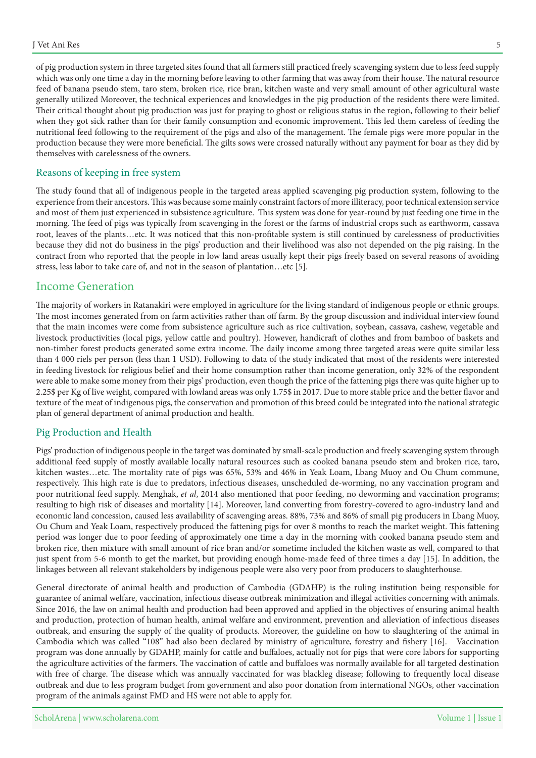of pig production system in three targeted sites found that all farmers still practiced freely scavenging system due to less feed supply which was only one time a day in the morning before leaving to other farming that was away from their house. The natural resource feed of banana pseudo stem, taro stem, broken rice, rice bran, kitchen waste and very small amount of other agricultural waste generally utilized Moreover, the technical experiences and knowledges in the pig production of the residents there were limited. Their critical thought about pig production was just for praying to ghost or religious status in the region, following to their belief when they got sick rather than for their family consumption and economic improvement. This led them careless of feeding the nutritional feed following to the requirement of the pigs and also of the management. The female pigs were more popular in the production because they were more beneficial. The gilts sows were crossed naturally without any payment for boar as they did by themselves with carelessness of the owners.

### Reasons of keeping in free system

The study found that all of indigenous people in the targeted areas applied scavenging pig production system, following to the experience from their ancestors. This was because some mainly constraint factors of more illiteracy, poor technical extension service and most of them just experienced in subsistence agriculture. This system was done for year-round by just feeding one time in the morning. The feed of pigs was typically from scavenging in the forest or the farms of industrial crops such as earthworm, cassava root, leaves of the plants…etc. It was noticed that this non-profitable system is still continued by carelessness of productivities because they did not do business in the pigs' production and their livelihood was also not depended on the pig raising. In the contract from who reported that the people in low land areas usually kept their pigs freely based on several reasons of avoiding stress, less labor to take care of, and not in the season of plantation…etc [5].

## Income Generation

The majority of workers in Ratanakiri were employed in agriculture for the living standard of indigenous people or ethnic groups. The most incomes generated from on farm activities rather than off farm. By the group discussion and individual interview found that the main incomes were come from subsistence agriculture such as rice cultivation, soybean, cassava, cashew, vegetable and livestock productivities (local pigs, yellow cattle and poultry). However, handicraft of clothes and from bamboo of baskets and non-timber forest products generated some extra income. The daily income among three targeted areas were quite similar less than 4 000 riels per person (less than 1 USD). Following to data of the study indicated that most of the residents were interested in feeding livestock for religious belief and their home consumption rather than income generation, only 32% of the respondent were able to make some money from their pigs' production, even though the price of the fattening pigs there was quite higher up to 2.25$ per Kg of live weight, compared with lowland areas was only 1.75$ in 2017. Due to more stable price and the better flavor and texture of the meat of indigenous pigs, the conservation and promotion of this breed could be integrated into the national strategic plan of general department of animal production and health.

### Pig Production and Health

Pigs' production of indigenous people in the target was dominated by small-scale production and freely scavenging system through additional feed supply of mostly available locally natural resources such as cooked banana pseudo stem and broken rice, taro, kitchen wastes…etc. The mortality rate of pigs was 65%, 53% and 46% in Yeak Loam, Lbang Muoy and Ou Chum commune, respectively. This high rate is due to predators, infectious diseases, unscheduled de-worming, no any vaccination program and poor nutritional feed supply. Menghak, *et al*, 2014 also mentioned that poor feeding, no deworming and vaccination programs; resulting to high risk of diseases and mortality [14]. Moreover, land converting from forestry-covered to agro-industry land and economic land concession, caused less availability of scavenging areas. 88%, 73% and 86% of small pig producers in Lbang Muoy, Ou Chum and Yeak Loam, respectively produced the fattening pigs for over 8 months to reach the market weight. This fattening period was longer due to poor feeding of approximately one time a day in the morning with cooked banana pseudo stem and broken rice, then mixture with small amount of rice bran and/or sometime included the kitchen waste as well, compared to that just spent from 5-6 month to get the market, but providing enough home-made feed of three times a day [15]. In addition, the linkages between all relevant stakeholders by indigenous people were also very poor from producers to slaughterhouse.

General directorate of animal health and production of Cambodia (GDAHP) is the ruling institution being responsible for guarantee of animal welfare, vaccination, infectious disease outbreak minimization and illegal activities concerning with animals. Since 2016, the law on animal health and production had been approved and applied in the objectives of ensuring animal health and production, protection of human health, animal welfare and environment, prevention and alleviation of infectious diseases outbreak, and ensuring the supply of the quality of products. Moreover, the guideline on how to slaughtering of the animal in Cambodia which was called "108" had also been declared by ministry of agriculture, forestry and fishery [16]. Vaccination program was done annually by GDAHP, mainly for cattle and buffaloes, actually not for pigs that were core labors for supporting the agriculture activities of the farmers. The vaccination of cattle and buffaloes was normally available for all targeted destination with free of charge. The disease which was annually vaccinated for was blackleg disease; following to frequently local disease outbreak and due to less program budget from government and also poor donation from international NGOs, other vaccination program of the animals against FMD and HS were not able to apply for.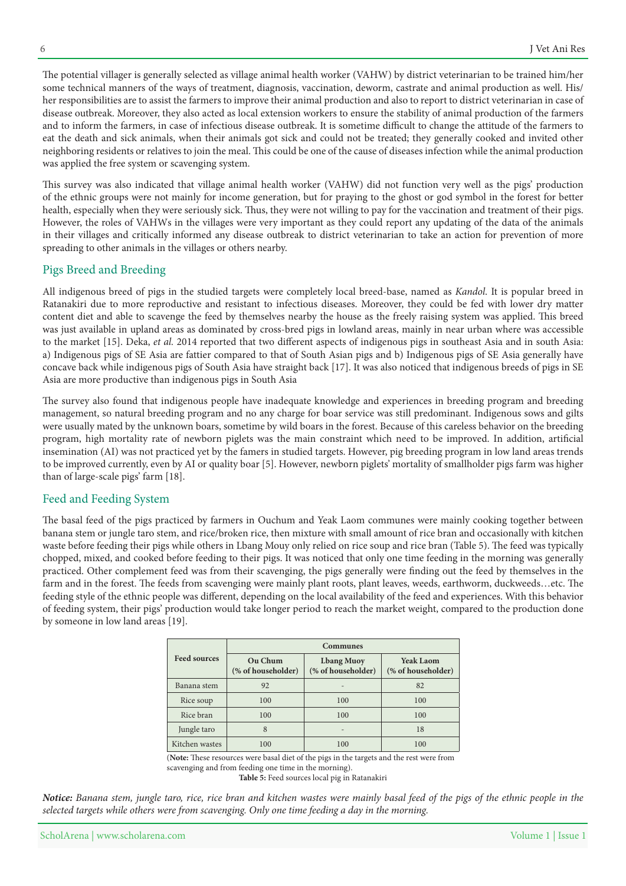The potential villager is generally selected as village animal health worker (VAHW) by district veterinarian to be trained him/her some technical manners of the ways of treatment, diagnosis, vaccination, deworm, castrate and animal production as well. His/her responsibilities are to assist the farmers to improve their animal production and also to report to district veterinarian in case of disease outbreak. Moreover, they also acted as local extension workers to ensure the stability of animal production of the farmers and to inform the farmers, in case of infectious disease outbreak. It is sometime difficult to change the attitude of the farmers to eat the death and sick animals, when their animals got sick and could not be treated; they generally cooked and invited other neighboring residents or relatives to join the meal. This could be one of the cause of diseases infection while the animal production was applied the free system or scavenging system.

This survey was also indicated that village animal health worker (VAHW) did not function very well as the pigs' production of the ethnic groups were not mainly for income generation, but for praying to the ghost or god symbol in the forest for better health, especially when they were seriously sick. Thus, they were not willing to pay for the vaccination and treatment of their pigs. However, the roles of VAHWs in the villages were very important as they could report any updating of the data of the animals in their villages and critically informed any disease outbreak to district veterinarian to take an action for prevention of more spreading to other animals in the villages or others nearby.

## Pigs Breed and Breeding

All indigenous breed of pigs in the studied targets were completely local breed-base, named as *Kandol*. It is popular breed in Ratanakiri due to more reproductive and resistant to infectious diseases. Moreover, they could be fed with lower dry matter content diet and able to scavenge the feed by themselves nearby the house as the freely raising system was applied. This breed was just available in upland areas as dominated by cross-bred pigs in lowland areas, mainly in near urban where was accessible to the market [15]. Deka, *et al.* 2014 reported that two different aspects of indigenous pigs in southeast Asia and in south Asia: a) Indigenous pigs of SE Asia are fattier compared to that of South Asian pigs and b) Indigenous pigs of SE Asia generally have concave back while indigenous pigs of South Asia have straight back [17]. It was also noticed that indigenous breeds of pigs in SE Asia are more productive than indigenous pigs in South Asia

The survey also found that indigenous people have inadequate knowledge and experiences in breeding program and breeding management, so natural breeding program and no any charge for boar service was still predominant. Indigenous sows and gilts were usually mated by the unknown boars, sometime by wild boars in the forest. Because of this careless behavior on the breeding program, high mortality rate of newborn piglets was the main constraint which need to be improved. In addition, artificial insemination (AI) was not practiced yet by the famers in studied targets. However, pig breeding program in low land areas trends to be improved currently, even by AI or quality boar [5]. However, newborn piglets' mortality of smallholder pigs farm was higher than of large-scale pigs' farm [18].

## Feed and Feeding System

The basal feed of the pigs practiced by farmers in Ouchum and Yeak Laom communes were mainly cooking together between banana stem or jungle taro stem, and rice/broken rice, then mixture with small amount of rice bran and occasionally with kitchen waste before feeding their pigs while others in Lbang Mouy only relied on rice soup and rice bran (Table 5). The feed was typically chopped, mixed, and cooked before feeding to their pigs. It was noticed that only one time feeding in the morning was generally practiced. Other complement feed was from their scavenging, the pigs generally were finding out the feed by themselves in the farm and in the forest. The feeds from scavenging were mainly plant roots, plant leaves, weeds, earthworm, duckweeds…etc. The feeding style of the ethnic people was different, depending on the local availability of the feed and experiences. With this behavior of feeding system, their pigs' production would take longer period to reach the market weight, compared to the production done by someone in low land areas [19].

| Feed sources | Communes | | |
|---|---|---|---|
| | Ou Chum (% of householder) | Lbang Muoy (% of householder) | Yeak Laom (% of householder) |
| Banana stem | 92 | - | 82 |
| Rice soup | 100 | 100 | 100 |
| Rice bran | 100 | 100 | 100 |
| Jungle taro | 8 | - | 18 |
| Kitchen wastes | 100 | 100 | 100 |

(**Note:** These resources were basal diet of the pigs in the targets and the rest were from scavenging and from feeding one time in the morning).

**Table 5:** Feed sources local pig in Ratanakiri

***Notice:*** *Banana stem, jungle taro, rice, rice bran and kitchen wastes were mainly basal feed of the pigs of the ethnic people in the selected targets while others were from scavenging. Only one time feeding a day in the morning.*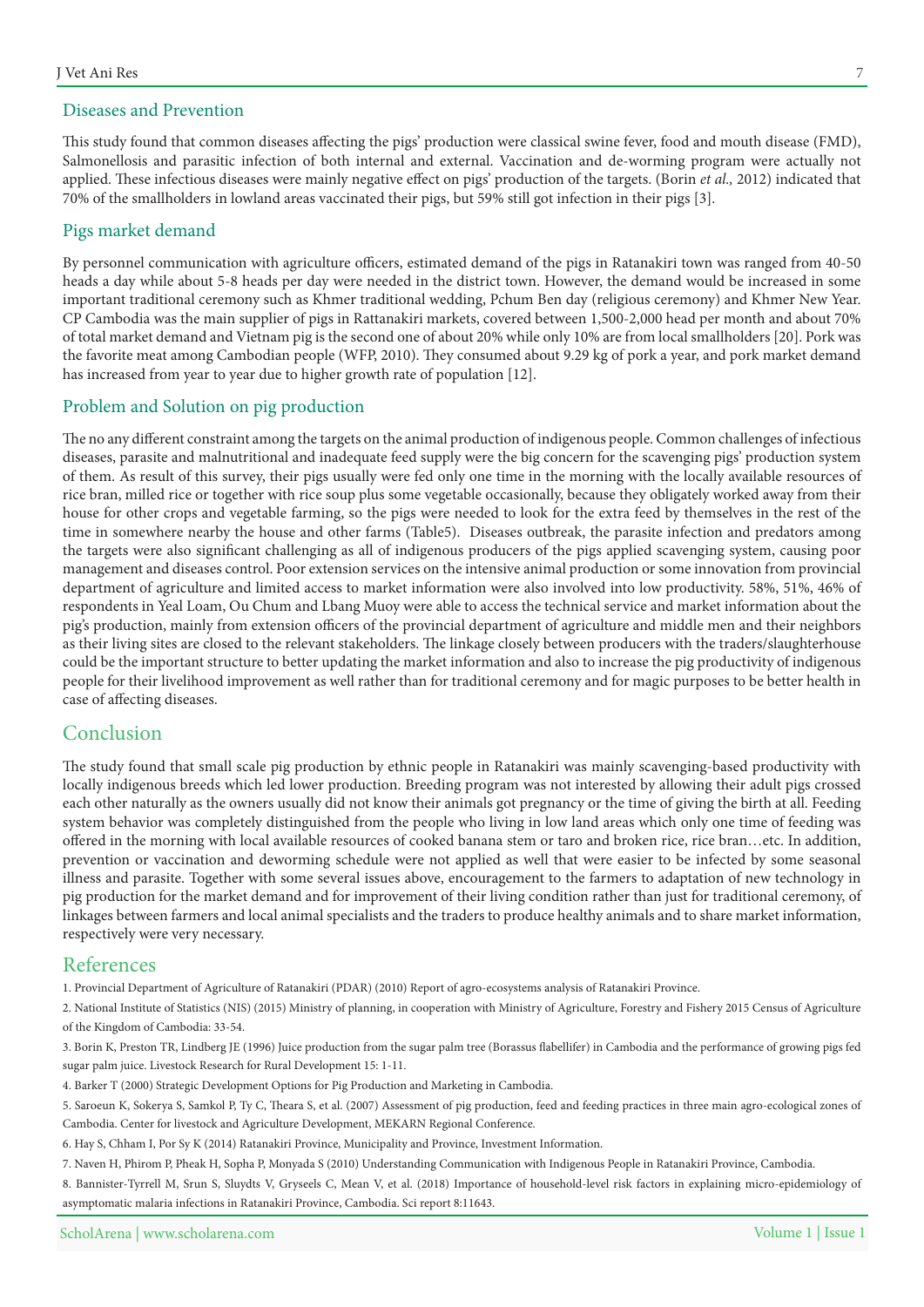## Diseases and Prevention

This study found that common diseases affecting the pigs' production were classical swine fever, food and mouth disease (FMD), Salmonellosis and parasitic infection of both internal and external. Vaccination and de-worming program were actually not applied. These infectious diseases were mainly negative effect on pigs' production of the targets. (Borin *et al.,* 2012) indicated that 70% of the smallholders in lowland areas vaccinated their pigs, but 59% still got infection in their pigs [3].

## Pigs market demand

By personnel communication with agriculture officers, estimated demand of the pigs in Ratanakiri town was ranged from 40-50 heads a day while about 5-8 heads per day were needed in the district town. However, the demand would be increased in some important traditional ceremony such as Khmer traditional wedding, Pchum Ben day (religious ceremony) and Khmer New Year. CP Cambodia was the main supplier of pigs in Rattanakiri markets, covered between 1,500-2,000 head per month and about 70% of total market demand and Vietnam pig is the second one of about 20% while only 10% are from local smallholders [20]. Pork was the favorite meat among Cambodian people (WFP, 2010). They consumed about 9.29 kg of pork a year, and pork market demand has increased from year to year due to higher growth rate of population [12].

## Problem and Solution on pig production

The no any different constraint among the targets on the animal production of indigenous people. Common challenges of infectious diseases, parasite and malnutritional and inadequate feed supply were the big concern for the scavenging pigs' production system of them. As result of this survey, their pigs usually were fed only one time in the morning with the locally available resources of rice bran, milled rice or together with rice soup plus some vegetable occasionally, because they obligately worked away from their house for other crops and vegetable farming, so the pigs were needed to look for the extra feed by themselves in the rest of the time in somewhere nearby the house and other farms (Table5). Diseases outbreak, the parasite infection and predators among the targets were also significant challenging as all of indigenous producers of the pigs applied scavenging system, causing poor management and diseases control. Poor extension services on the intensive animal production or some innovation from provincial department of agriculture and limited access to market information were also involved into low productivity. 58%, 51%, 46% of respondents in Yeal Loam, Ou Chum and Lbang Muoy were able to access the technical service and market information about the pig's production, mainly from extension officers of the provincial department of agriculture and middle men and their neighbors as their living sites are closed to the relevant stakeholders. The linkage closely between producers with the traders/slaughterhouse could be the important structure to better updating the market information and also to increase the pig productivity of indigenous people for their livelihood improvement as well rather than for traditional ceremony and for magic purposes to be better health in case of affecting diseases.

# Conclusion

The study found that small scale pig production by ethnic people in Ratanakiri was mainly scavenging-based productivity with locally indigenous breeds which led lower production. Breeding program was not interested by allowing their adult pigs crossed each other naturally as the owners usually did not know their animals got pregnancy or the time of giving the birth at all. Feeding system behavior was completely distinguished from the people who living in low land areas which only one time of feeding was offered in the morning with local available resources of cooked banana stem or taro and broken rice, rice bran…etc. In addition, prevention or vaccination and deworming schedule were not applied as well that were easier to be infected by some seasonal illness and parasite. Together with some several issues above, encouragement to the farmers to adaptation of new technology in pig production for the market demand and for improvement of their living condition rather than just for traditional ceremony, of linkages between farmers and local animal specialists and the traders to produce healthy animals and to share market information, respectively were very necessary.

# References

1. Provincial Department of Agriculture of Ratanakiri (PDAR) (2010) Report of agro-ecosystems analysis of Ratanakiri Province.
2. National Institute of Statistics (NIS) (2015) Ministry of planning, in cooperation with Ministry of Agriculture, Forestry and Fishery 2015 Census of Agriculture of the Kingdom of Cambodia: 33-54.
3. Borin K, Preston TR, Lindberg JE (1996) Juice production from the sugar palm tree (Borassus flabellifer) in Cambodia and the performance of growing pigs fed sugar palm juice. Livestock Research for Rural Development 15: 1-11.
4. Barker T (2000) Strategic Development Options for Pig Production and Marketing in Cambodia.
5. Saroeun K, Sokerya S, Samkol P, Ty C, Theara S, et al. (2007) Assessment of pig production, feed and feeding practices in three main agro-ecological zones of Cambodia. Center for livestock and Agriculture Development, MEKARN Regional Conference.
6. Hay S, Chham I, Por Sy K (2014) Ratanakiri Province, Municipality and Province, Investment Information.
7. Naven H, Phirom P, Pheak H, Sopha P, Monyada S (2010) Understanding Communication with Indigenous People in Ratanakiri Province, Cambodia.
8. Bannister-Tyrrell M, Srun S, Sluydts V, Gryseels C, Mean V, et al. (2018) Importance of household-level risk factors in explaining micro-epidemiology of asymptomatic malaria infections in Ratanakiri Province, Cambodia. Sci report 8:11643.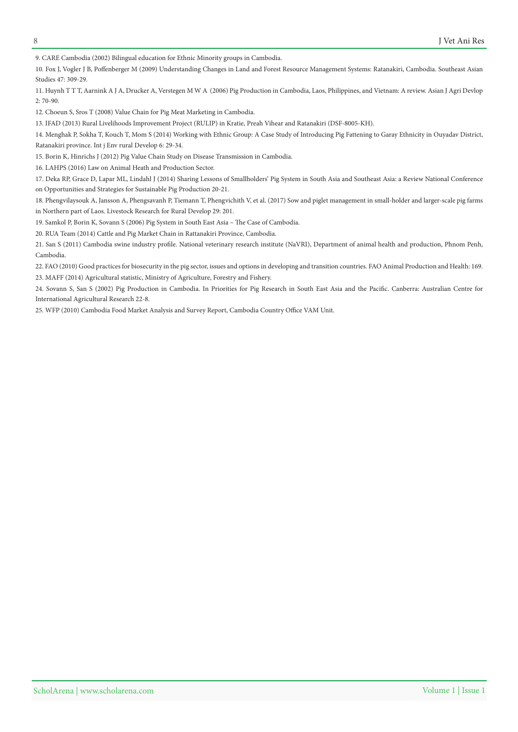9. CARE Cambodia (2002) Bilingual education for Ethnic Minority groups in Cambodia.

10. Fox J, Vogler J B, Poffenberger M (2009) Understanding Changes in Land and Forest Resource Management Systems: Ratanakiri, Cambodia. Southeast Asian Studies 47: 309-29.

11. Huynh T T T, Aarnink A J A, Drucker A, Verstegen M W A (2006) Pig Production in Cambodia, Laos, Philippines, and Vietnam: A review. Asian J Agri Devlop 2: 70-90.

12. Choeun S, Sros T (2008) Value Chain for Pig Meat Marketing in Cambodia.

13. IFAD (2013) Rural Livelihoods Improvement Project (RULIP) in Kratie, Preah Vihear and Ratanakiri (DSF-8005-KH).

14. Menghak P, Sokha T, Kouch T, Mom S (2014) Working with Ethnic Group: A Case Study of Introducing Pig Fattening to Garay Ethnicity in Ouyadav District, Ratanakiri province. Int j Env rural Develop 6: 29-34.

15. Borin K, Hinrichs J (2012) Pig Value Chain Study on Disease Transmission in Cambodia.

16. LAHPS (2016) Law on Animal Heath and Production Sector.

17. Deka RP, Grace D, Lapar ML, Lindahl J (2014) Sharing Lessons of Smallholders' Pig System in South Asia and Southeast Asia: a Review National Conference on Opportunities and Strategies for Sustainable Pig Production 20-21.

18. Phengvilaysouk A, Jansson A, Phengsavanh P, Tiemann T, Phengvichith V, et al. (2017) Sow and piglet management in small-holder and larger-scale pig farms in Northern part of Laos. Livestock Research for Rural Develop 29: 201.

19. Samkol P, Borin K, Sovann S (2006) Pig System in South East Asia – The Case of Cambodia.

20. RUA Team (2014) Cattle and Pig Market Chain in Rattanakiri Province, Cambodia.

21. San S (2011) Cambodia swine industry profile. National veterinary research institute (NaVRI), Department of animal health and production, Phnom Penh, Cambodia.

22. FAO (2010) Good practices for biosecurity in the pig sector, issues and options in developing and transition countries. FAO Animal Production and Health: 169.

23. MAFF (2014) Agricultural statistic, Ministry of Agriculture, Forestry and Fishery.

24. Sovann S, San S (2002) Pig Production in Cambodia. In Priorities for Pig Research in South East Asia and the Pacific. Canberra: Australian Centre for International Agricultural Research 22-8.

25. WFP (2010) Cambodia Food Market Analysis and Survey Report, Cambodia Country Office VAM Unit.